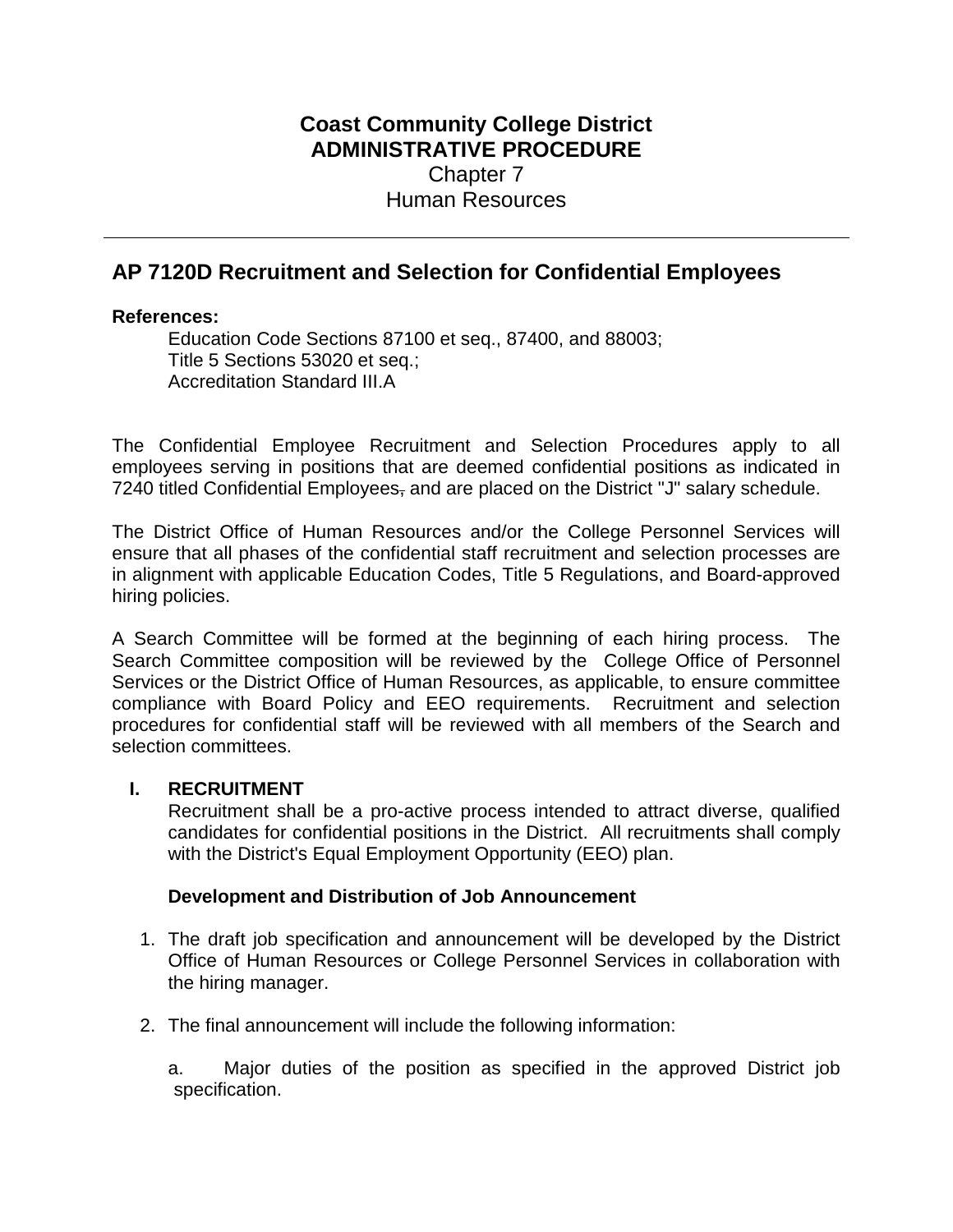# Coast Community College District
## ADMINISTRATIVE PROCEDURE
Chapter 7
Human Resources

---

## AP 7120D Recruitment and Selection for Confidential Employees

**References:**

Education Code Sections 87100 et seq., 87400, and 88003;
Title 5 Sections 53020 et seq.;
Accreditation Standard III.A

The Confidential Employee Recruitment and Selection Procedures apply to all employees serving in positions that are deemed confidential positions as indicated in 7240 titled Confidential Employees, and are placed on the District "J" salary schedule.

The District Office of Human Resources and/or the College Personnel Services will ensure that all phases of the confidential staff recruitment and selection processes are in alignment with applicable Education Codes, Title 5 Regulations, and Board-approved hiring policies.

A Search Committee will be formed at the beginning of each hiring process. The Search Committee composition will be reviewed by the College Office of Personnel Services or the District Office of Human Resources, as applicable, to ensure committee compliance with Board Policy and EEO requirements. Recruitment and selection procedures for confidential staff will be reviewed with all members of the Search and selection committees.

### I. RECRUITMENT

Recruitment shall be a pro-active process intended to attract diverse, qualified candidates for confidential positions in the District. All recruitments shall comply with the District's Equal Employment Opportunity (EEO) plan.

**Development and Distribution of Job Announcement**

1. The draft job specification and announcement will be developed by the District Office of Human Resources or College Personnel Services in collaboration with the hiring manager.

2. The final announcement will include the following information:

   a. Major duties of the position as specified in the approved District job specification.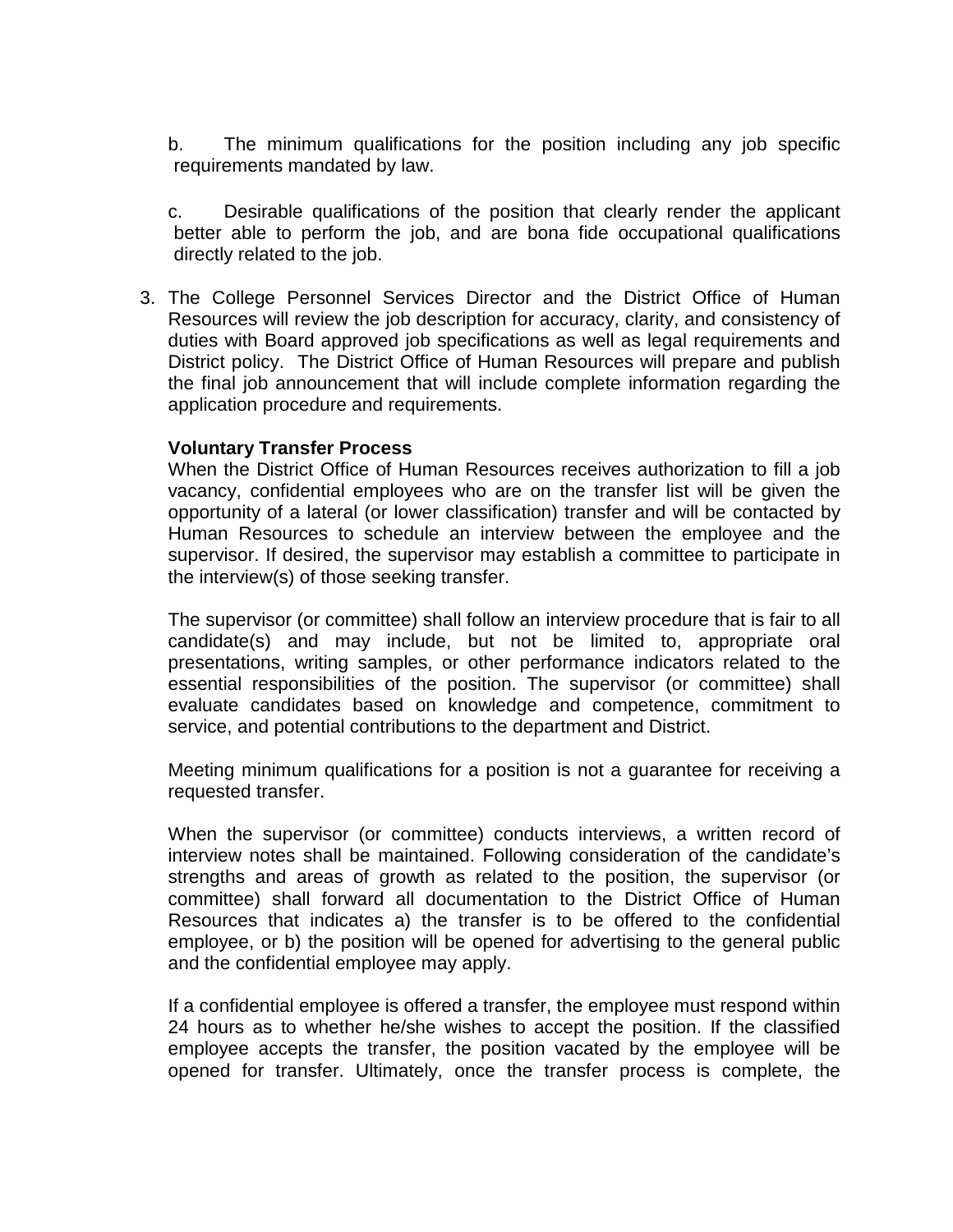b. The minimum qualifications for the position including any job specific requirements mandated by law.

c. Desirable qualifications of the position that clearly render the applicant better able to perform the job, and are bona fide occupational qualifications directly related to the job.

3. The College Personnel Services Director and the District Office of Human Resources will review the job description for accuracy, clarity, and consistency of duties with Board approved job specifications as well as legal requirements and District policy. The District Office of Human Resources will prepare and publish the final job announcement that will include complete information regarding the application procedure and requirements.

   **Voluntary Transfer Process**
   When the District Office of Human Resources receives authorization to fill a job vacancy, confidential employees who are on the transfer list will be given the opportunity of a lateral (or lower classification) transfer and will be contacted by Human Resources to schedule an interview between the employee and the supervisor. If desired, the supervisor may establish a committee to participate in the interview(s) of those seeking transfer.

   The supervisor (or committee) shall follow an interview procedure that is fair to all candidate(s) and may include, but not be limited to, appropriate oral presentations, writing samples, or other performance indicators related to the essential responsibilities of the position. The supervisor (or committee) shall evaluate candidates based on knowledge and competence, commitment to service, and potential contributions to the department and District.

   Meeting minimum qualifications for a position is not a guarantee for receiving a requested transfer.

   When the supervisor (or committee) conducts interviews, a written record of interview notes shall be maintained. Following consideration of the candidate's strengths and areas of growth as related to the position, the supervisor (or committee) shall forward all documentation to the District Office of Human Resources that indicates a) the transfer is to be offered to the confidential employee, or b) the position will be opened for advertising to the general public and the confidential employee may apply.

   If a confidential employee is offered a transfer, the employee must respond within 24 hours as to whether he/she wishes to accept the position. If the classified employee accepts the transfer, the position vacated by the employee will be opened for transfer. Ultimately, once the transfer process is complete, the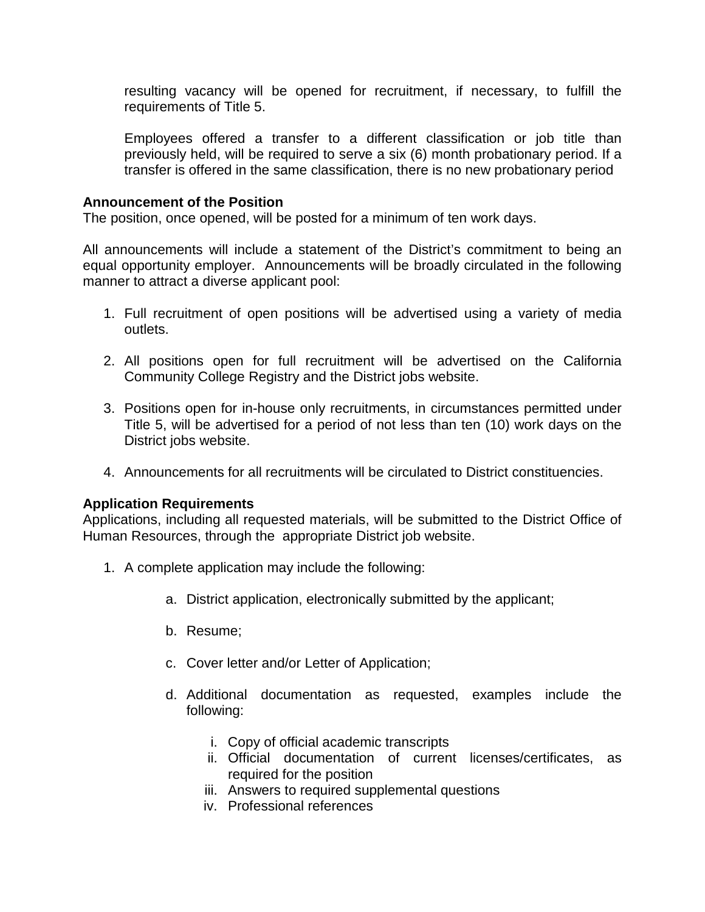resulting vacancy will be opened for recruitment, if necessary, to fulfill the requirements of Title 5.

Employees offered a transfer to a different classification or job title than previously held, will be required to serve a six (6) month probationary period. If a transfer is offered in the same classification, there is no new probationary period

**Announcement of the Position**
The position, once opened, will be posted for a minimum of ten work days.

All announcements will include a statement of the District's commitment to being an equal opportunity employer. Announcements will be broadly circulated in the following manner to attract a diverse applicant pool:

1. Full recruitment of open positions will be advertised using a variety of media outlets.

2. All positions open for full recruitment will be advertised on the California Community College Registry and the District jobs website.

3. Positions open for in-house only recruitments, in circumstances permitted under Title 5, will be advertised for a period of not less than ten (10) work days on the District jobs website.

4. Announcements for all recruitments will be circulated to District constituencies.

**Application Requirements**
Applications, including all requested materials, will be submitted to the District Office of Human Resources, through the appropriate District job website.

1. A complete application may include the following:

    a. District application, electronically submitted by the applicant;

    b. Resume;

    c. Cover letter and/or Letter of Application;

    d. Additional documentation as requested, examples include the following:

        i. Copy of official academic transcripts
        ii. Official documentation of current licenses/certificates, as required for the position
        iii. Answers to required supplemental questions
        iv. Professional references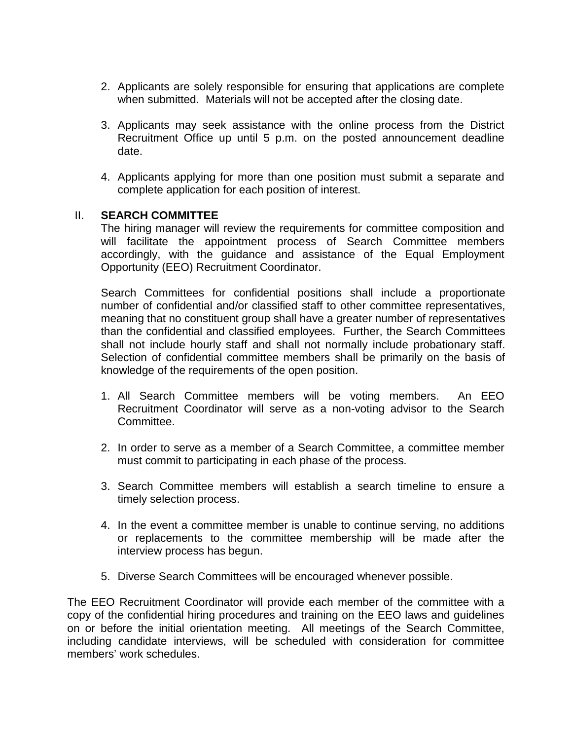2. Applicants are solely responsible for ensuring that applications are complete when submitted. Materials will not be accepted after the closing date.

3. Applicants may seek assistance with the online process from the District Recruitment Office up until 5 p.m. on the posted announcement deadline date.

4. Applicants applying for more than one position must submit a separate and complete application for each position of interest.

## II. SEARCH COMMITTEE

The hiring manager will review the requirements for committee composition and will facilitate the appointment process of Search Committee members accordingly, with the guidance and assistance of the Equal Employment Opportunity (EEO) Recruitment Coordinator.

Search Committees for confidential positions shall include a proportionate number of confidential and/or classified staff to other committee representatives, meaning that no constituent group shall have a greater number of representatives than the confidential and classified employees. Further, the Search Committees shall not include hourly staff and shall not normally include probationary staff. Selection of confidential committee members shall be primarily on the basis of knowledge of the requirements of the open position.

1. All Search Committee members will be voting members. An EEO Recruitment Coordinator will serve as a non-voting advisor to the Search Committee.

2. In order to serve as a member of a Search Committee, a committee member must commit to participating in each phase of the process.

3. Search Committee members will establish a search timeline to ensure a timely selection process.

4. In the event a committee member is unable to continue serving, no additions or replacements to the committee membership will be made after the interview process has begun.

5. Diverse Search Committees will be encouraged whenever possible.

The EEO Recruitment Coordinator will provide each member of the committee with a copy of the confidential hiring procedures and training on the EEO laws and guidelines on or before the initial orientation meeting. All meetings of the Search Committee, including candidate interviews, will be scheduled with consideration for committee members' work schedules.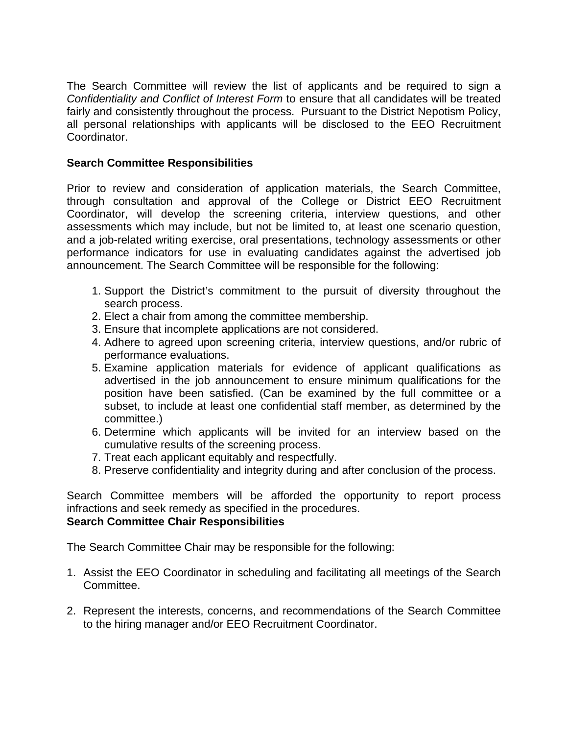The Search Committee will review the list of applicants and be required to sign a *Confidentiality and Conflict of Interest Form* to ensure that all candidates will be treated fairly and consistently throughout the process. Pursuant to the District Nepotism Policy, all personal relationships with applicants will be disclosed to the EEO Recruitment Coordinator.

**Search Committee Responsibilities**

Prior to review and consideration of application materials, the Search Committee, through consultation and approval of the College or District EEO Recruitment Coordinator, will develop the screening criteria, interview questions, and other assessments which may include, but not be limited to, at least one scenario question, and a job-related writing exercise, oral presentations, technology assessments or other performance indicators for use in evaluating candidates against the advertised job announcement. The Search Committee will be responsible for the following:

1. Support the District's commitment to the pursuit of diversity throughout the search process.
2. Elect a chair from among the committee membership.
3. Ensure that incomplete applications are not considered.
4. Adhere to agreed upon screening criteria, interview questions, and/or rubric of performance evaluations.
5. Examine application materials for evidence of applicant qualifications as advertised in the job announcement to ensure minimum qualifications for the position have been satisfied. (Can be examined by the full committee or a subset, to include at least one confidential staff member, as determined by the committee.)
6. Determine which applicants will be invited for an interview based on the cumulative results of the screening process.
7. Treat each applicant equitably and respectfully.
8. Preserve confidentiality and integrity during and after conclusion of the process.

Search Committee members will be afforded the opportunity to report process infractions and seek remedy as specified in the procedures.

**Search Committee Chair Responsibilities**

The Search Committee Chair may be responsible for the following:

1. Assist the EEO Coordinator in scheduling and facilitating all meetings of the Search Committee.

2. Represent the interests, concerns, and recommendations of the Search Committee to the hiring manager and/or EEO Recruitment Coordinator.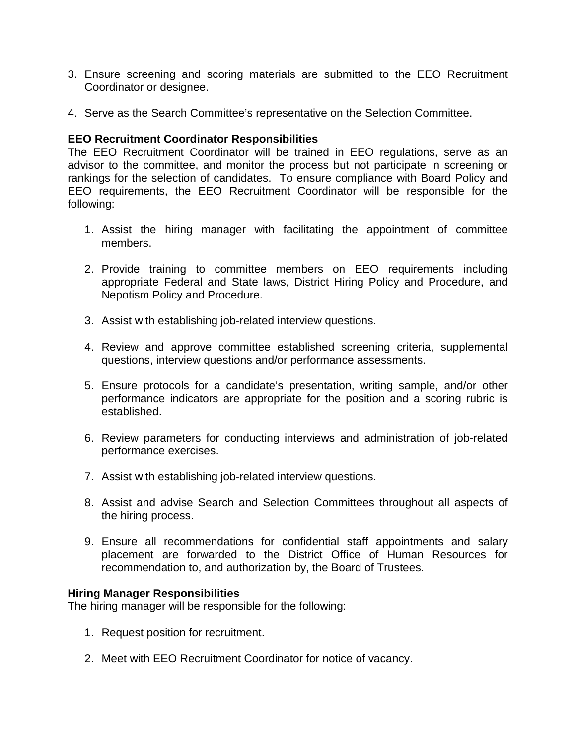3. Ensure screening and scoring materials are submitted to the EEO Recruitment Coordinator or designee.

4. Serve as the Search Committee's representative on the Selection Committee.

**EEO Recruitment Coordinator Responsibilities**
The EEO Recruitment Coordinator will be trained in EEO regulations, serve as an advisor to the committee, and monitor the process but not participate in screening or rankings for the selection of candidates. To ensure compliance with Board Policy and EEO requirements, the EEO Recruitment Coordinator will be responsible for the following:

1. Assist the hiring manager with facilitating the appointment of committee members.

2. Provide training to committee members on EEO requirements including appropriate Federal and State laws, District Hiring Policy and Procedure, and Nepotism Policy and Procedure.

3. Assist with establishing job-related interview questions.

4. Review and approve committee established screening criteria, supplemental questions, interview questions and/or performance assessments.

5. Ensure protocols for a candidate's presentation, writing sample, and/or other performance indicators are appropriate for the position and a scoring rubric is established.

6. Review parameters for conducting interviews and administration of job-related performance exercises.

7. Assist with establishing job-related interview questions.

8. Assist and advise Search and Selection Committees throughout all aspects of the hiring process.

9. Ensure all recommendations for confidential staff appointments and salary placement are forwarded to the District Office of Human Resources for recommendation to, and authorization by, the Board of Trustees.

**Hiring Manager Responsibilities**
The hiring manager will be responsible for the following:

1. Request position for recruitment.

2. Meet with EEO Recruitment Coordinator for notice of vacancy.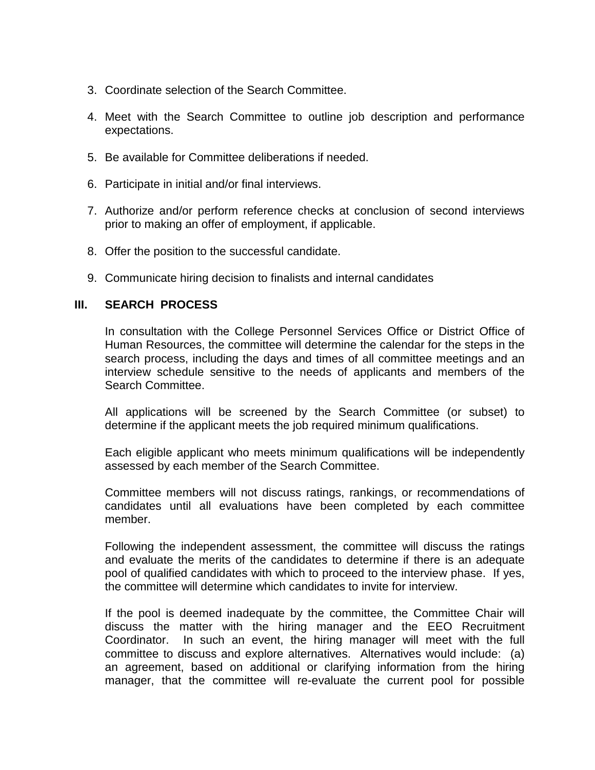3. Coordinate selection of the Search Committee.

4. Meet with the Search Committee to outline job description and performance expectations.

5. Be available for Committee deliberations if needed.

6. Participate in initial and/or final interviews.

7. Authorize and/or perform reference checks at conclusion of second interviews prior to making an offer of employment, if applicable.

8. Offer the position to the successful candidate.

9. Communicate hiring decision to finalists and internal candidates

## III. SEARCH PROCESS

In consultation with the College Personnel Services Office or District Office of Human Resources, the committee will determine the calendar for the steps in the search process, including the days and times of all committee meetings and an interview schedule sensitive to the needs of applicants and members of the Search Committee.

All applications will be screened by the Search Committee (or subset) to determine if the applicant meets the job required minimum qualifications.

Each eligible applicant who meets minimum qualifications will be independently assessed by each member of the Search Committee.

Committee members will not discuss ratings, rankings, or recommendations of candidates until all evaluations have been completed by each committee member.

Following the independent assessment, the committee will discuss the ratings and evaluate the merits of the candidates to determine if there is an adequate pool of qualified candidates with which to proceed to the interview phase. If yes, the committee will determine which candidates to invite for interview.

If the pool is deemed inadequate by the committee, the Committee Chair will discuss the matter with the hiring manager and the EEO Recruitment Coordinator. In such an event, the hiring manager will meet with the full committee to discuss and explore alternatives. Alternatives would include: (a) an agreement, based on additional or clarifying information from the hiring manager, that the committee will re-evaluate the current pool for possible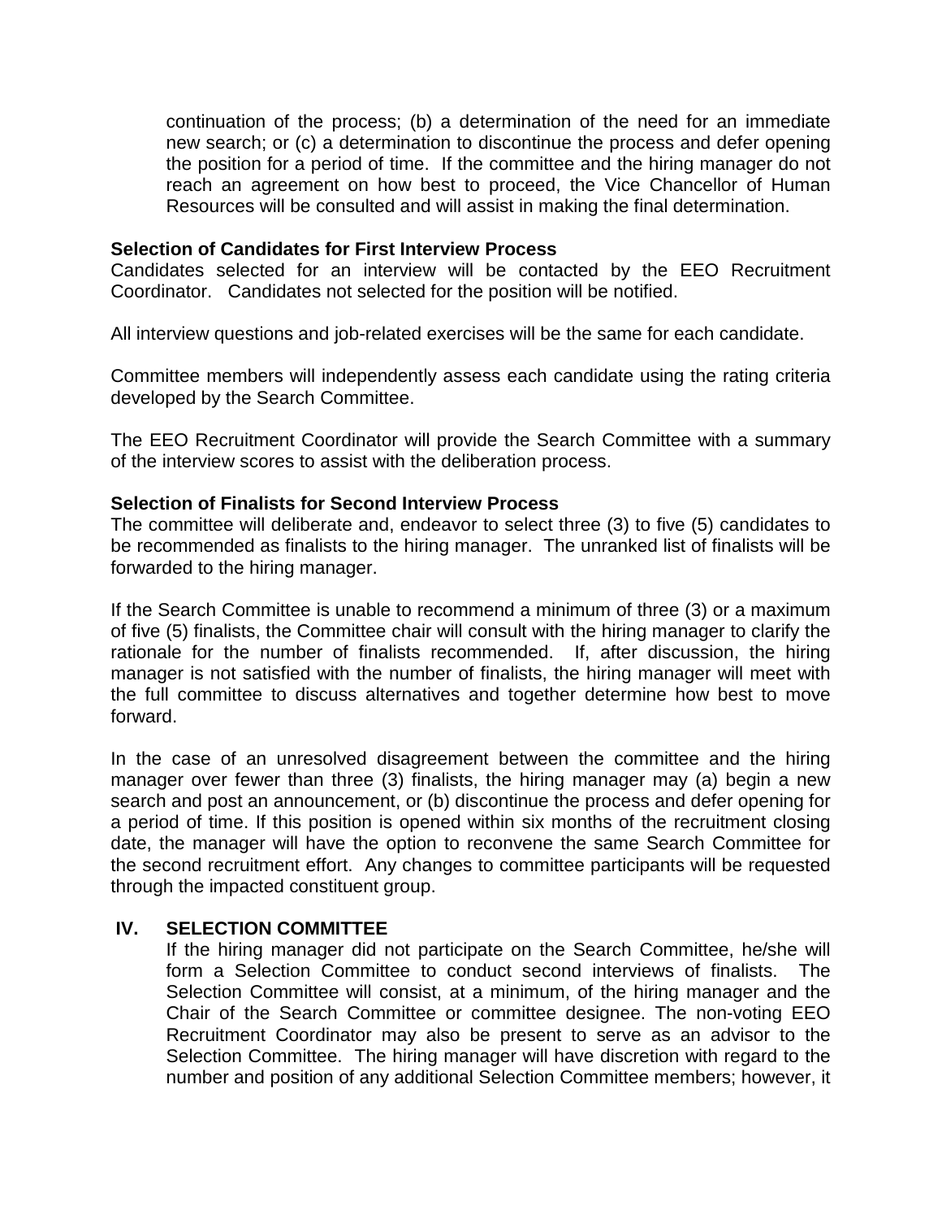continuation of the process; (b) a determination of the need for an immediate new search; or (c) a determination to discontinue the process and defer opening the position for a period of time. If the committee and the hiring manager do not reach an agreement on how best to proceed, the Vice Chancellor of Human Resources will be consulted and will assist in making the final determination.

**Selection of Candidates for First Interview Process**

Candidates selected for an interview will be contacted by the EEO Recruitment Coordinator. Candidates not selected for the position will be notified.

All interview questions and job-related exercises will be the same for each candidate.

Committee members will independently assess each candidate using the rating criteria developed by the Search Committee.

The EEO Recruitment Coordinator will provide the Search Committee with a summary of the interview scores to assist with the deliberation process.

**Selection of Finalists for Second Interview Process**

The committee will deliberate and, endeavor to select three (3) to five (5) candidates to be recommended as finalists to the hiring manager. The unranked list of finalists will be forwarded to the hiring manager.

If the Search Committee is unable to recommend a minimum of three (3) or a maximum of five (5) finalists, the Committee chair will consult with the hiring manager to clarify the rationale for the number of finalists recommended. If, after discussion, the hiring manager is not satisfied with the number of finalists, the hiring manager will meet with the full committee to discuss alternatives and together determine how best to move forward.

In the case of an unresolved disagreement between the committee and the hiring manager over fewer than three (3) finalists, the hiring manager may (a) begin a new search and post an announcement, or (b) discontinue the process and defer opening for a period of time. If this position is opened within six months of the recruitment closing date, the manager will have the option to reconvene the same Search Committee for the second recruitment effort. Any changes to committee participants will be requested through the impacted constituent group.

## IV. SELECTION COMMITTEE

If the hiring manager did not participate on the Search Committee, he/she will form a Selection Committee to conduct second interviews of finalists. The Selection Committee will consist, at a minimum, of the hiring manager and the Chair of the Search Committee or committee designee. The non-voting EEO Recruitment Coordinator may also be present to serve as an advisor to the Selection Committee. The hiring manager will have discretion with regard to the number and position of any additional Selection Committee members; however, it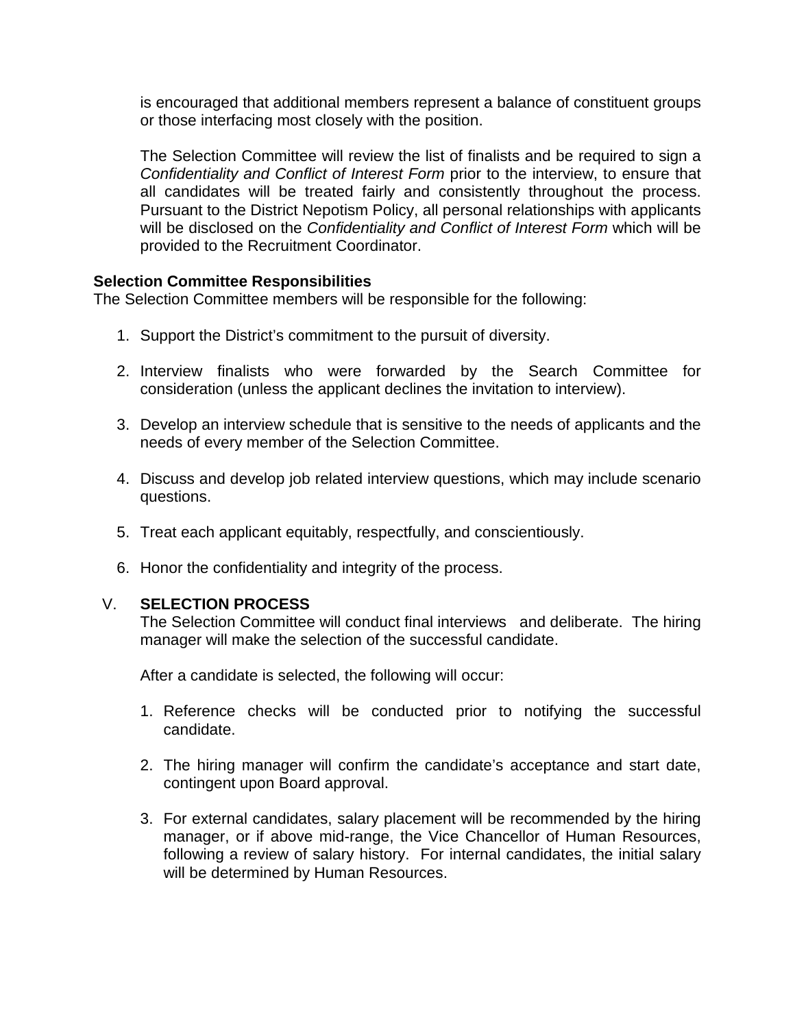is encouraged that additional members represent a balance of constituent groups or those interfacing most closely with the position.

The Selection Committee will review the list of finalists and be required to sign a *Confidentiality and Conflict of Interest Form* prior to the interview, to ensure that all candidates will be treated fairly and consistently throughout the process. Pursuant to the District Nepotism Policy, all personal relationships with applicants will be disclosed on the *Confidentiality and Conflict of Interest Form* which will be provided to the Recruitment Coordinator.

**Selection Committee Responsibilities**
The Selection Committee members will be responsible for the following:

1. Support the District's commitment to the pursuit of diversity.

2. Interview finalists who were forwarded by the Search Committee for consideration (unless the applicant declines the invitation to interview).

3. Develop an interview schedule that is sensitive to the needs of applicants and the needs of every member of the Selection Committee.

4. Discuss and develop job related interview questions, which may include scenario questions.

5. Treat each applicant equitably, respectfully, and conscientiously.

6. Honor the confidentiality and integrity of the process.

## V. SELECTION PROCESS

The Selection Committee will conduct final interviews and deliberate. The hiring manager will make the selection of the successful candidate.

After a candidate is selected, the following will occur:

1. Reference checks will be conducted prior to notifying the successful candidate.

2. The hiring manager will confirm the candidate's acceptance and start date, contingent upon Board approval.

3. For external candidates, salary placement will be recommended by the hiring manager, or if above mid-range, the Vice Chancellor of Human Resources, following a review of salary history. For internal candidates, the initial salary will be determined by Human Resources.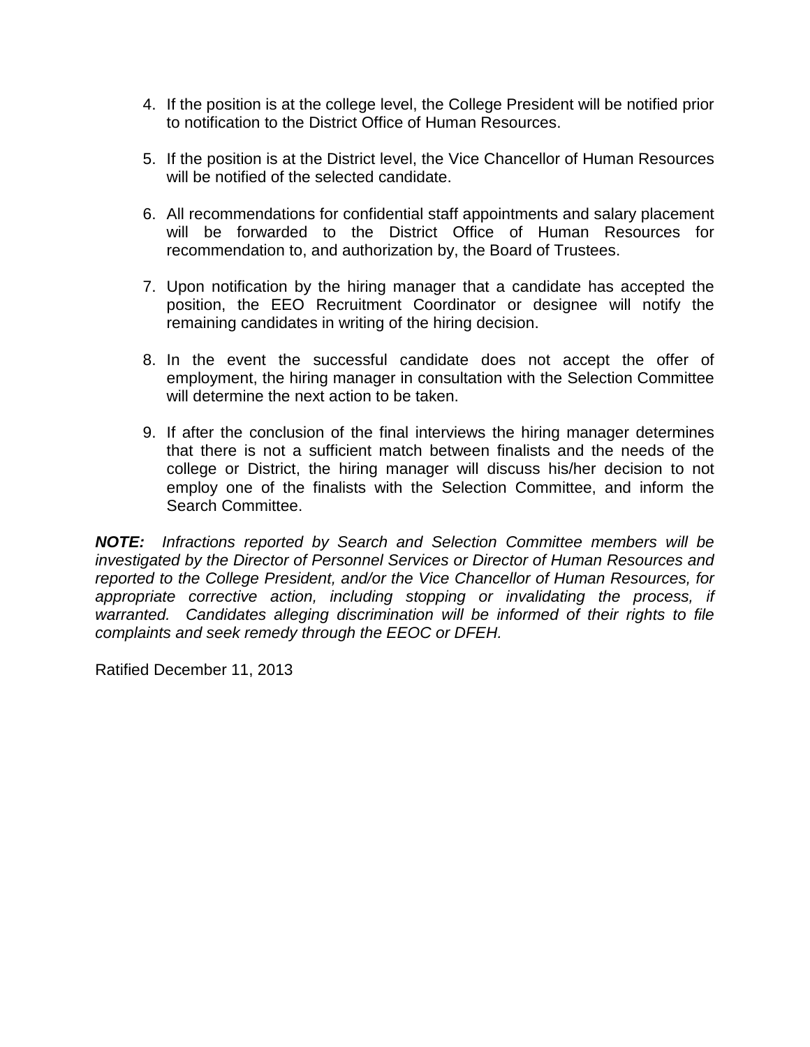4. If the position is at the college level, the College President will be notified prior to notification to the District Office of Human Resources.

5. If the position is at the District level, the Vice Chancellor of Human Resources will be notified of the selected candidate.

6. All recommendations for confidential staff appointments and salary placement will be forwarded to the District Office of Human Resources for recommendation to, and authorization by, the Board of Trustees.

7. Upon notification by the hiring manager that a candidate has accepted the position, the EEO Recruitment Coordinator or designee will notify the remaining candidates in writing of the hiring decision.

8. In the event the successful candidate does not accept the offer of employment, the hiring manager in consultation with the Selection Committee will determine the next action to be taken.

9. If after the conclusion of the final interviews the hiring manager determines that there is not a sufficient match between finalists and the needs of the college or District, the hiring manager will discuss his/her decision to not employ one of the finalists with the Selection Committee, and inform the Search Committee.

***NOTE:*** *Infractions reported by Search and Selection Committee members will be investigated by the Director of Personnel Services or Director of Human Resources and reported to the College President, and/or the Vice Chancellor of Human Resources, for appropriate corrective action, including stopping or invalidating the process, if warranted. Candidates alleging discrimination will be informed of their rights to file complaints and seek remedy through the EEOC or DFEH.*

Ratified December 11, 2013